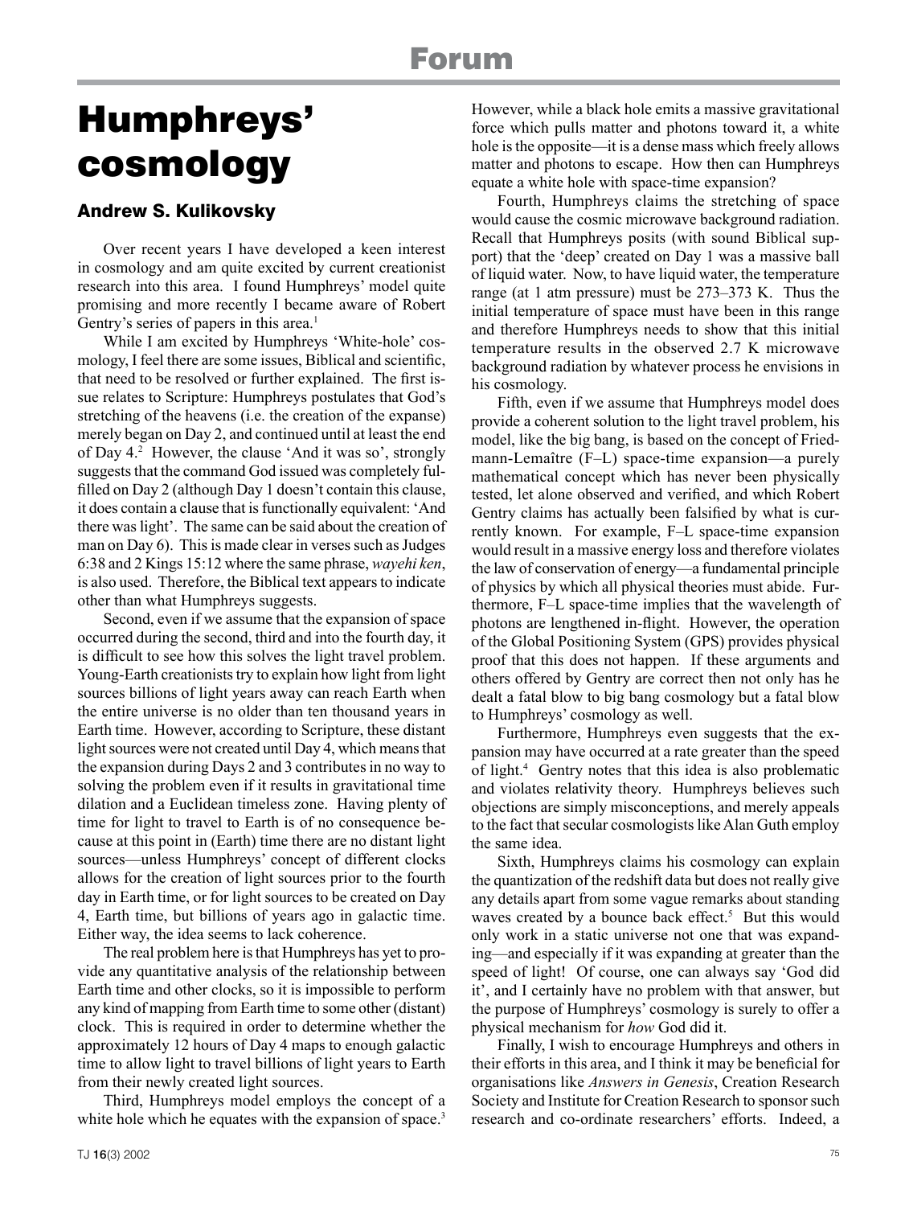# Humphreys' cosmology

## Andrew S. Kulikovsky

Over recent years I have developed a keen interest in cosmology and am quite excited by current creationist research into this area. I found Humphreys' model quite promising and more recently I became aware of Robert Gentry's series of papers in this area.[1]

While I am excited by Humphreys 'White-hole' cosmology, I feel there are some issues, Biblical and scientific, that need to be resolved or further explained. The first issue relates to Scripture: Humphreys postulates that God's stretching of the heavens (i.e. the creation of the expanse) merely began on Day 2, and continued until at least the end of Day 4.[2] However, the clause 'And it was so', strongly suggests that the command God issued was completely fulfilled on Day 2 (although Day 1 doesn't contain this clause, it does contain a clause that is functionally equivalent: 'And there was light'. The same can be said about the creation of man on Day 6). This is made clear in verses such as Judges 6:38 and 2 Kings 15:12 where the same phrase, *wayehi ken*, is also used. Therefore, the Biblical text appears to indicate other than what Humphreys suggests.

Second, even if we assume that the expansion of space occurred during the second, third and into the fourth day, it is difficult to see how this solves the light travel problem. Young-Earth creationists try to explain how light from light sources billions of light years away can reach Earth when the entire universe is no older than ten thousand years in Earth time. However, according to Scripture, these distant light sources were not created until Day 4, which means that the expansion during Days 2 and 3 contributes in no way to solving the problem even if it results in gravitational time dilation and a Euclidean timeless zone. Having plenty of time for light to travel to Earth is of no consequence because at this point in (Earth) time there are no distant light sources—unless Humphreys' concept of different clocks allows for the creation of light sources prior to the fourth day in Earth time, or for light sources to be created on Day 4, Earth time, but billions of years ago in galactic time. Either way, the idea seems to lack coherence.

The real problem here is that Humphreys has yet to provide any quantitative analysis of the relationship between Earth time and other clocks, so it is impossible to perform any kind of mapping from Earth time to some other (distant) clock. This is required in order to determine whether the approximately 12 hours of Day 4 maps to enough galactic time to allow light to travel billions of light years to Earth from their newly created light sources.

Third, Humphreys model employs the concept of a white hole which he equates with the expansion of space.[3] However, while a black hole emits a massive gravitational force which pulls matter and photons toward it, a white hole is the opposite—it is a dense mass which freely allows matter and photons to escape. How then can Humphreys equate a white hole with space-time expansion?

Fourth, Humphreys claims the stretching of space would cause the cosmic microwave background radiation. Recall that Humphreys posits (with sound Biblical support) that the 'deep' created on Day 1 was a massive ball of liquid water. Now, to have liquid water, the temperature range (at 1 atm pressure) must be 273–373 K. Thus the initial temperature of space must have been in this range and therefore Humphreys needs to show that this initial temperature results in the observed 2.7 K microwave background radiation by whatever process he envisions in his cosmology.

Fifth, even if we assume that Humphreys model does provide a coherent solution to the light travel problem, his model, like the big bang, is based on the concept of Friedmann-Lemaître (F–L) space-time expansion—a purely mathematical concept which has never been physically tested, let alone observed and verified, and which Robert Gentry claims has actually been falsified by what is currently known. For example, F–L space-time expansion would result in a massive energy loss and therefore violates the law of conservation of energy—a fundamental principle of physics by which all physical theories must abide. Furthermore, F–L space-time implies that the wavelength of photons are lengthened in-flight. However, the operation of the Global Positioning System (GPS) provides physical proof that this does not happen. If these arguments and others offered by Gentry are correct then not only has he dealt a fatal blow to big bang cosmology but a fatal blow to Humphreys' cosmology as well.

Furthermore, Humphreys even suggests that the expansion may have occurred at a rate greater than the speed of light.[4] Gentry notes that this idea is also problematic and violates relativity theory. Humphreys believes such objections are simply misconceptions, and merely appeals to the fact that secular cosmologists like Alan Guth employ the same idea.

Sixth, Humphreys claims his cosmology can explain the quantization of the redshift data but does not really give any details apart from some vague remarks about standing waves created by a bounce back effect.[5] But this would only work in a static universe not one that was expanding—and especially if it was expanding at greater than the speed of light! Of course, one can always say 'God did it', and I certainly have no problem with that answer, but the purpose of Humphreys' cosmology is surely to offer a physical mechanism for *how* God did it.

Finally, I wish to encourage Humphreys and others in their efforts in this area, and I think it may be beneficial for organisations like *Answers in Genesis*, Creation Research Society and Institute for Creation Research to sponsor such research and co-ordinate researchers' efforts. Indeed, a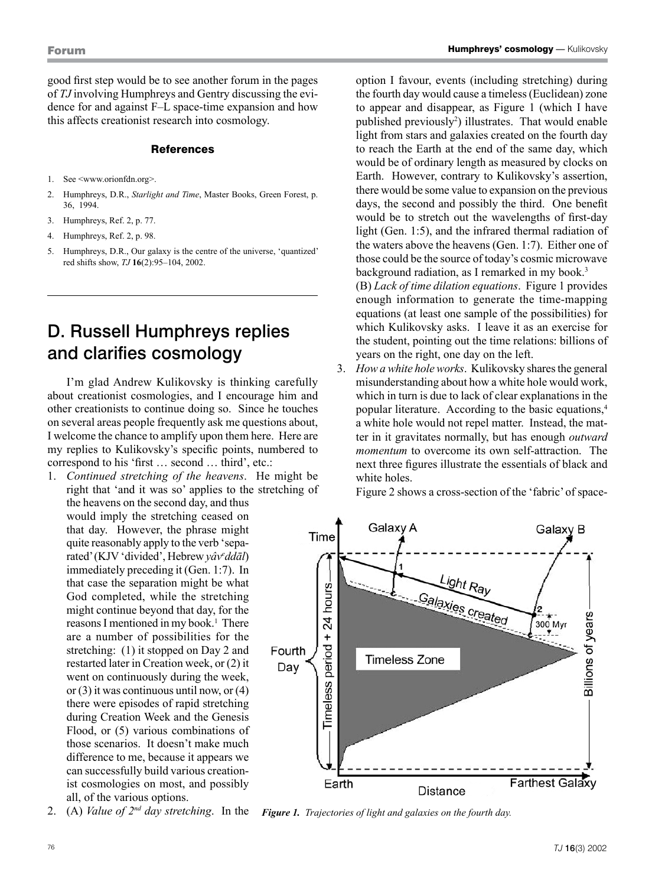good first step would be to see another forum in the pages of *TJ* involving Humphreys and Gentry discussing the evidence for and against F–L space-time expansion and how this affects creationist research into cosmology.

### References

1. See <www.orionfdn.org>.
2. Humphreys, D.R., *Starlight and Time*, Master Books, Green Forest, p. 36, 1994.
3. Humphreys, Ref. 2, p. 77.
4. Humphreys, Ref. 2, p. 98.
5. Humphreys, D.R., Our galaxy is the centre of the universe, 'quantized' red shifts show, *TJ* **16**(2):95–104, 2002.

## D. Russell Humphreys replies and clarifies cosmology

I'm glad Andrew Kulikovsky is thinking carefully about creationist cosmologies, and I encourage him and other creationists to continue doing so. Since he touches on several areas people frequently ask me questions about, I welcome the chance to amplify upon them here. Here are my replies to Kulikovsky's specific points, numbered to correspond to his 'first … second … third', etc.:

1. *Continued stretching of the heavens*. He might be right that 'and it was so' applies to the stretching of the heavens on the second day, and thus would imply the stretching ceased on that day. However, the phrase might quite reasonably apply to the verb 'separated' (KJV 'divided', Hebrew *yâv^e^ddāl*) immediately preceding it (Gen. 1:7). In that case the separation might be what God completed, while the stretching might continue beyond that day, for the reasons I mentioned in my book.[1] There are a number of possibilities for the stretching: (1) it stopped on Day 2 and restarted later in Creation week, or (2) it went on continuously during the week, or (3) it was continuous until now, or (4) there were episodes of rapid stretching during Creation Week and the Genesis Flood, or (5) various combinations of those scenarios. It doesn't make much difference to me, because it appears we can successfully build various creationist cosmologies on most, and possibly all, of the various options.
2. (A) *Value of 2^nd^ day stretching*. In the option I favour, events (including stretching) during the fourth day would cause a timeless (Euclidean) zone to appear and disappear, as Figure 1 (which I have published previously[2]) illustrates. That would enable light from stars and galaxies created on the fourth day to reach the Earth at the end of the same day, which would be of ordinary length as measured by clocks on Earth. However, contrary to Kulikovsky's assertion, there would be some value to expansion on the previous days, the second and possibly the third. One benefit would be to stretch out the wavelengths of first-day light (Gen. 1:5), and the infrared thermal radiation of the waters above the heavens (Gen. 1:7). Either one of those could be the source of today's cosmic microwave background radiation, as I remarked in my book.[3]
(B) *Lack of time dilation equations*. Figure 1 provides enough information to generate the time-mapping equations (at least one sample of the possibilities) for which Kulikovsky asks. I leave it as an exercise for the student, pointing out the time relations: billions of years on the right, one day on the left.
3. *How a white hole works*. Kulikovsky shares the general misunderstanding about how a white hole would work, which in turn is due to lack of clear explanations in the popular literature. According to the basic equations,[4] a white hole would not repel matter. Instead, the matter in it gravitates normally, but has enough *outward momentum* to overcome its own self-attraction. The next three figures illustrate the essentials of black and white holes.
Figure 2 shows a cross-section of the 'fabric' of space-

Time
Galaxy A
Galaxy B
1
Light Ray
Galaxies created
2
300 Myr
Fourth Day
Timeless period + 24 hours
Timeless Zone
Billions of years
Earth
Distance
Farthest Galaxy

*Figure 1. Trajectories of light and galaxies on the fourth day.*